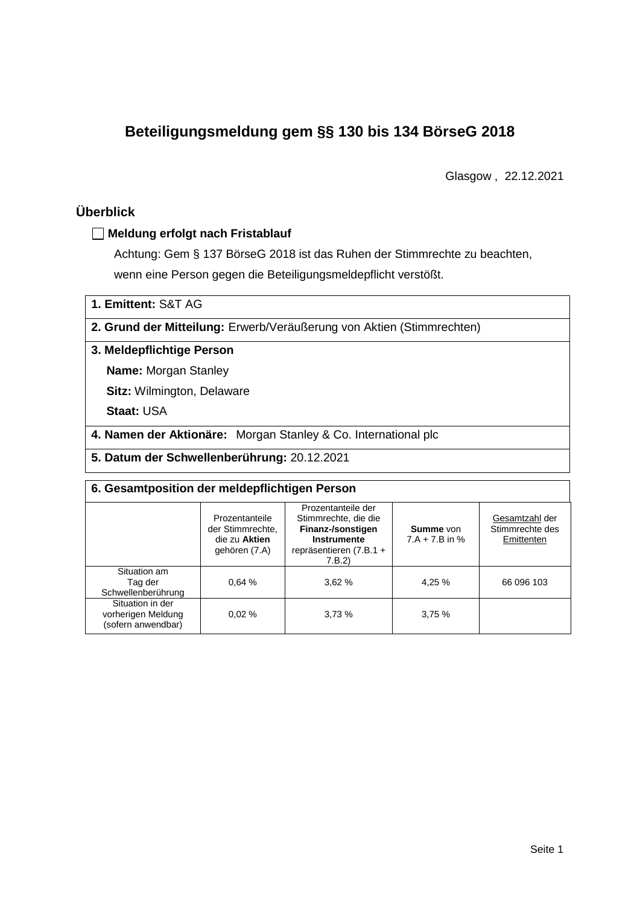# Beteiligungsmeldung gem §§ 130 bis 134 BörseG 2018

Glasgow , 22.12.2021

## Überblick

☐ **Meldung erfolgt nach Fristablauf**

Achtung: Gem § 137 BörseG 2018 ist das Ruhen der Stimmrechte zu beachten, wenn eine Person gegen die Beteiligungsmeldepflicht verstößt.

**1. Emittent:** S&T AG

**2. Grund der Mitteilung:** Erwerb/Veräußerung von Aktien (Stimmrechten)

**3. Meldepflichtige Person**

**Name:** Morgan Stanley

**Sitz:** Wilmington, Delaware

**Staat:** USA

**4. Namen der Aktionäre:** Morgan Stanley & Co. International plc

**5. Datum der Schwellenberührung:** 20.12.2021

**6. Gesamtposition der meldepflichtigen Person**

| | Prozentanteile der Stimmrechte, die zu **Aktien** gehören (7.A) | Prozentanteile der Stimmrechte, die die **Finanz-/sonstigen Instrumente** repräsentieren (7.B.1 + 7.B.2) | **Summe** von 7.A + 7.B in % | Gesamtzahl der Stimmrechte des Emittenten |
|---|---|---|---|---|
| Situation am Tag der Schwellenberührung | 0,64 % | 3,62 % | 4,25 % | 66 096 103 |
| Situation in der vorherigen Meldung (sofern anwendbar) | 0,02 % | 3,73 % | 3,75 % | |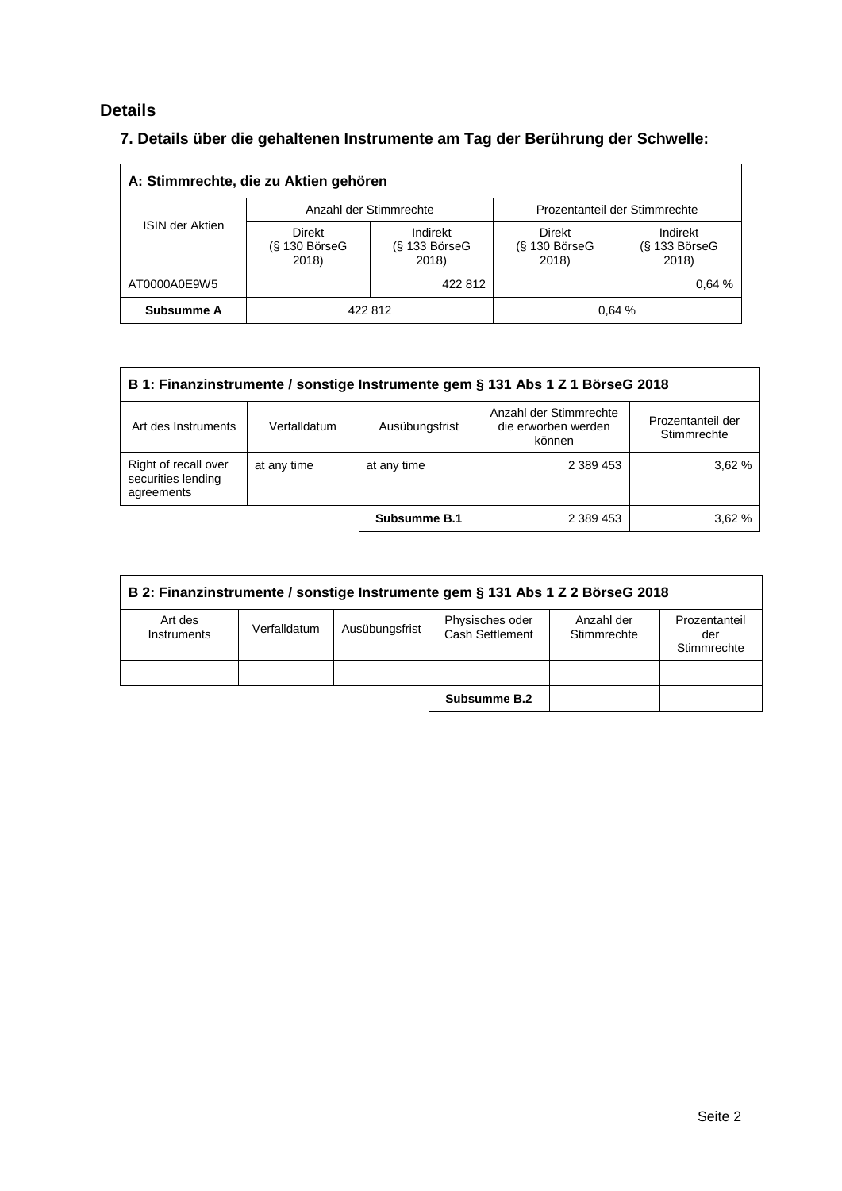## Details

### 7. Details über die gehaltenen Instrumente am Tag der Berührung der Schwelle:

| **A: Stimmrechte, die zu Aktien gehören** | | | | |
|---|---|---|---|---|
| ISIN der Aktien | Anzahl der Stimmrechte | | Prozentanteil der Stimmrechte | |
| | Direkt (§ 130 BörseG 2018) | Indirekt (§ 133 BörseG 2018) | Direkt (§ 130 BörseG 2018) | Indirekt (§ 133 BörseG 2018) |
| AT0000A0E9W5 | | 422 812 | | 0,64 % |
| **Subsumme A** | 422 812 | | 0,64 % | |

| **B 1: Finanzinstrumente / sonstige Instrumente gem § 131 Abs 1 Z 1 BörseG 2018** | | | | |
|---|---|---|---|---|
| Art des Instruments | Verfalldatum | Ausübungsfrist | Anzahl der Stimmrechte die erworben werden können | Prozentanteil der Stimmrechte |
| Right of recall over securities lending agreements | at any time | at any time | 2 389 453 | 3,62 % |
| | | **Subsumme B.1** | 2 389 453 | 3,62 % |

| **B 2: Finanzinstrumente / sonstige Instrumente gem § 131 Abs 1 Z 2 BörseG 2018** | | | | | |
|---|---|---|---|---|---|
| Art des Instruments | Verfalldatum | Ausübungsfrist | Physisches oder Cash Settlement | Anzahl der Stimmrechte | Prozentanteil der Stimmrechte |
| | | | | | |
| | | | **Subsumme B.2** | | |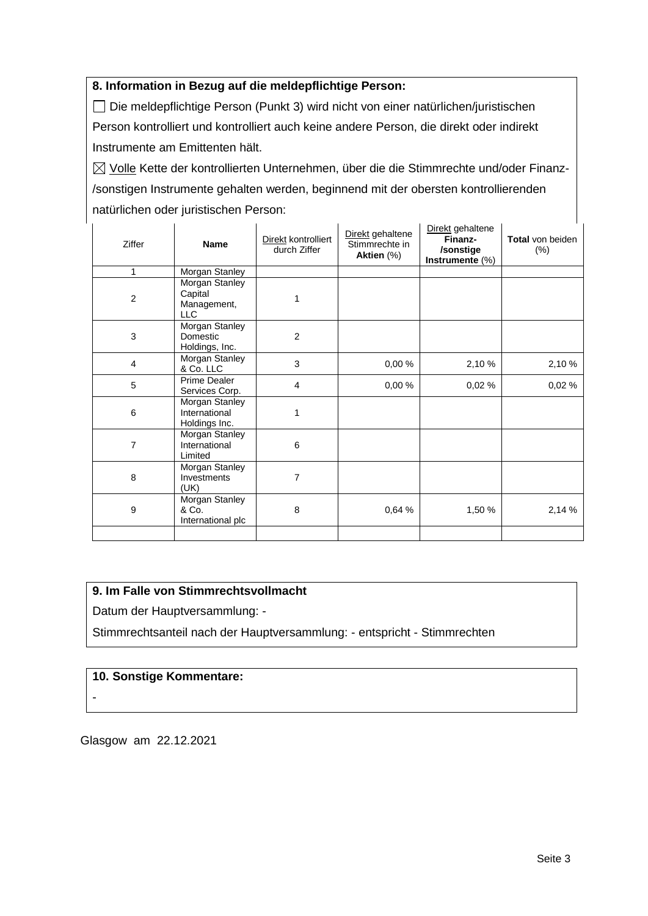**8. Information in Bezug auf die meldepflichtige Person:**

☐ Die meldepflichtige Person (Punkt 3) wird nicht von einer natürlichen/juristischen Person kontrolliert und kontrolliert auch keine andere Person, die direkt oder indirekt Instrumente am Emittenten hält.

☒ Volle Kette der kontrollierten Unternehmen, über die die Stimmrechte und/oder Finanz-/sonstigen Instrumente gehalten werden, beginnend mit der obersten kontrollierenden natürlichen oder juristischen Person:

| Ziffer | Name | Direkt kontrolliert durch Ziffer | Direkt gehaltene Stimmrechte in Aktien (%) | Direkt gehaltene Finanz-/sonstige Instrumente (%) | Total von beiden (%) |
|---|---|---|---|---|---|
| 1 | Morgan Stanley | | | | |
| 2 | Morgan Stanley Capital Management, LLC | 1 | | | |
| 3 | Morgan Stanley Domestic Holdings, Inc. | 2 | | | |
| 4 | Morgan Stanley & Co. LLC | 3 | 0,00 % | 2,10 % | 2,10 % |
| 5 | Prime Dealer Services Corp. | 4 | 0,00 % | 0,02 % | 0,02 % |
| 6 | Morgan Stanley International Holdings Inc. | 1 | | | |
| 7 | Morgan Stanley International Limited | 6 | | | |
| 8 | Morgan Stanley Investments (UK) | 7 | | | |
| 9 | Morgan Stanley & Co. International plc | 8 | 0,64 % | 1,50 % | 2,14 % |
| | | | | | |

**9. Im Falle von Stimmrechtsvollmacht**

Datum der Hauptversammlung: -

Stimmrechtsanteil nach der Hauptversammlung: - entspricht - Stimmrechten

**10. Sonstige Kommentare:**

-

Glasgow am 22.12.2021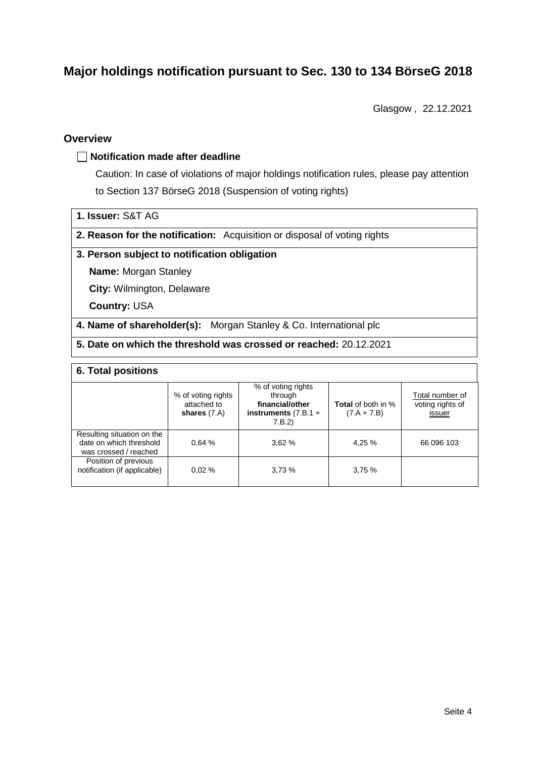# Major holdings notification pursuant to Sec. 130 to 134 BörseG 2018

Glasgow , 22.12.2021

## Overview

☐ **Notification made after deadline**

Caution: In case of violations of major holdings notification rules, please pay attention to Section 137 BörseG 2018 (Suspension of voting rights)

**1. Issuer:** S&T AG

**2. Reason for the notification:** Acquisition or disposal of voting rights

**3. Person subject to notification obligation**

**Name:** Morgan Stanley

**City:** Wilmington, Delaware

**Country:** USA

**4. Name of shareholder(s):** Morgan Stanley & Co. International plc

**5. Date on which the threshold was crossed or reached:** 20.12.2021

**6. Total positions**

| | % of voting rights attached to **shares** (7.A) | % of voting rights through **financial/other instruments** (7.B.1 + 7.B.2) | **Total** of both in % (7.A + 7.B) | Total number of voting rights of issuer |
|---|---|---|---|---|
| Resulting situation on the date on which threshold was crossed / reached | 0,64 % | 3,62 % | 4,25 % | 66 096 103 |
| Position of previous notification (if applicable) | 0,02 % | 3,73 % | 3,75 % | |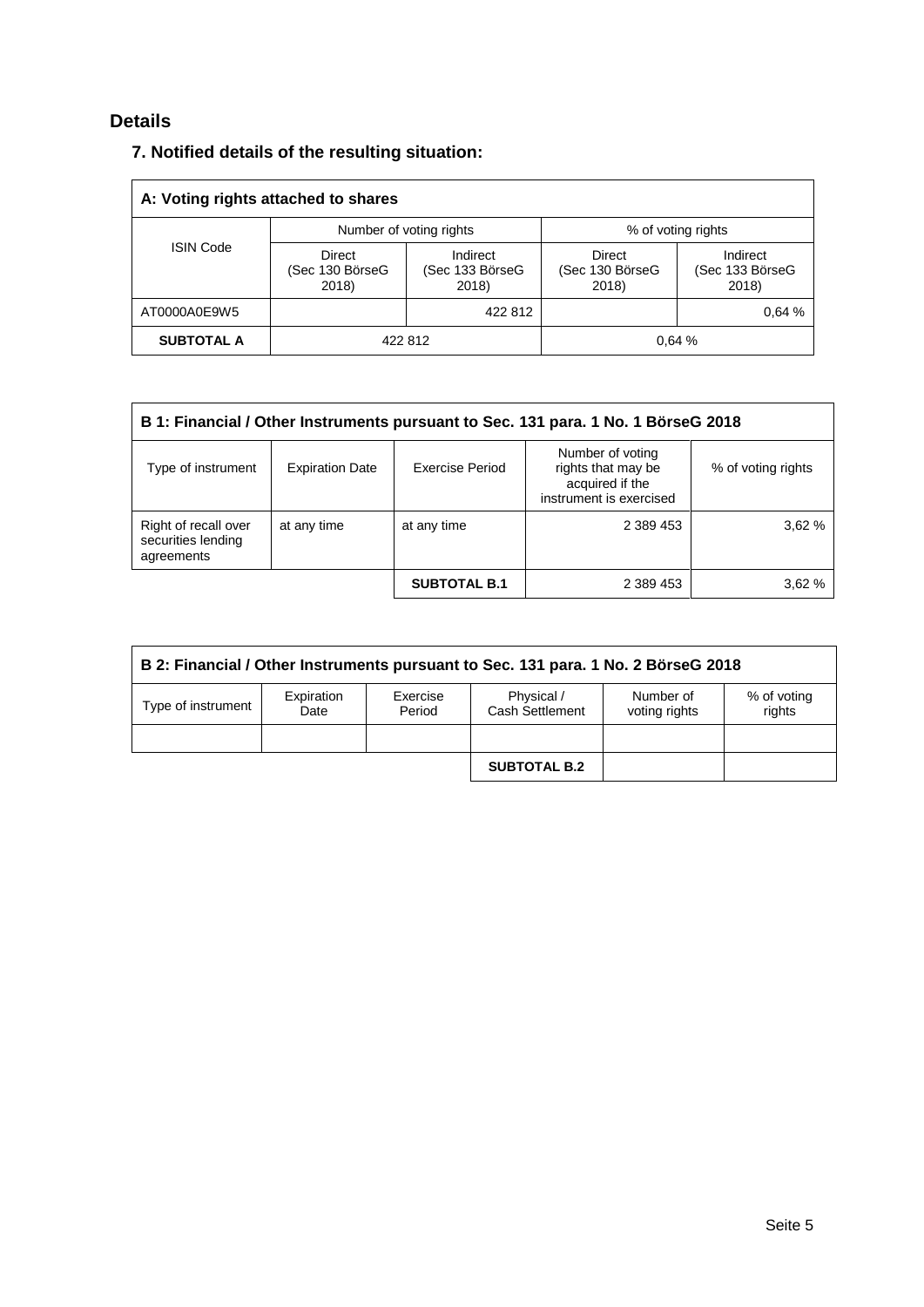## Details

### 7. Notified details of the resulting situation:

| A: Voting rights attached to shares | | | | |
|---|---|---|---|---|
| ISIN Code | Number of voting rights | | % of voting rights | |
| | Direct (Sec 130 BörseG 2018) | Indirect (Sec 133 BörseG 2018) | Direct (Sec 130 BörseG 2018) | Indirect (Sec 133 BörseG 2018) |
| AT0000A0E9W5 | | 422 812 | | 0,64 % |
| **SUBTOTAL A** | 422 812 | | 0,64 % | |

| B 1: Financial / Other Instruments pursuant to Sec. 131 para. 1 No. 1 BörseG 2018 | | | | |
|---|---|---|---|---|
| Type of instrument | Expiration Date | Exercise Period | Number of voting rights that may be acquired if the instrument is exercised | % of voting rights |
| Right of recall over securities lending agreements | at any time | at any time | 2 389 453 | 3,62 % |
| | | **SUBTOTAL B.1** | 2 389 453 | 3,62 % |

| B 2: Financial / Other Instruments pursuant to Sec. 131 para. 1 No. 2 BörseG 2018 | | | | | |
|---|---|---|---|---|---|
| Type of instrument | Expiration Date | Exercise Period | Physical / Cash Settlement | Number of voting rights | % of voting rights |
| | | | | | |
| | | | **SUBTOTAL B.2** | | |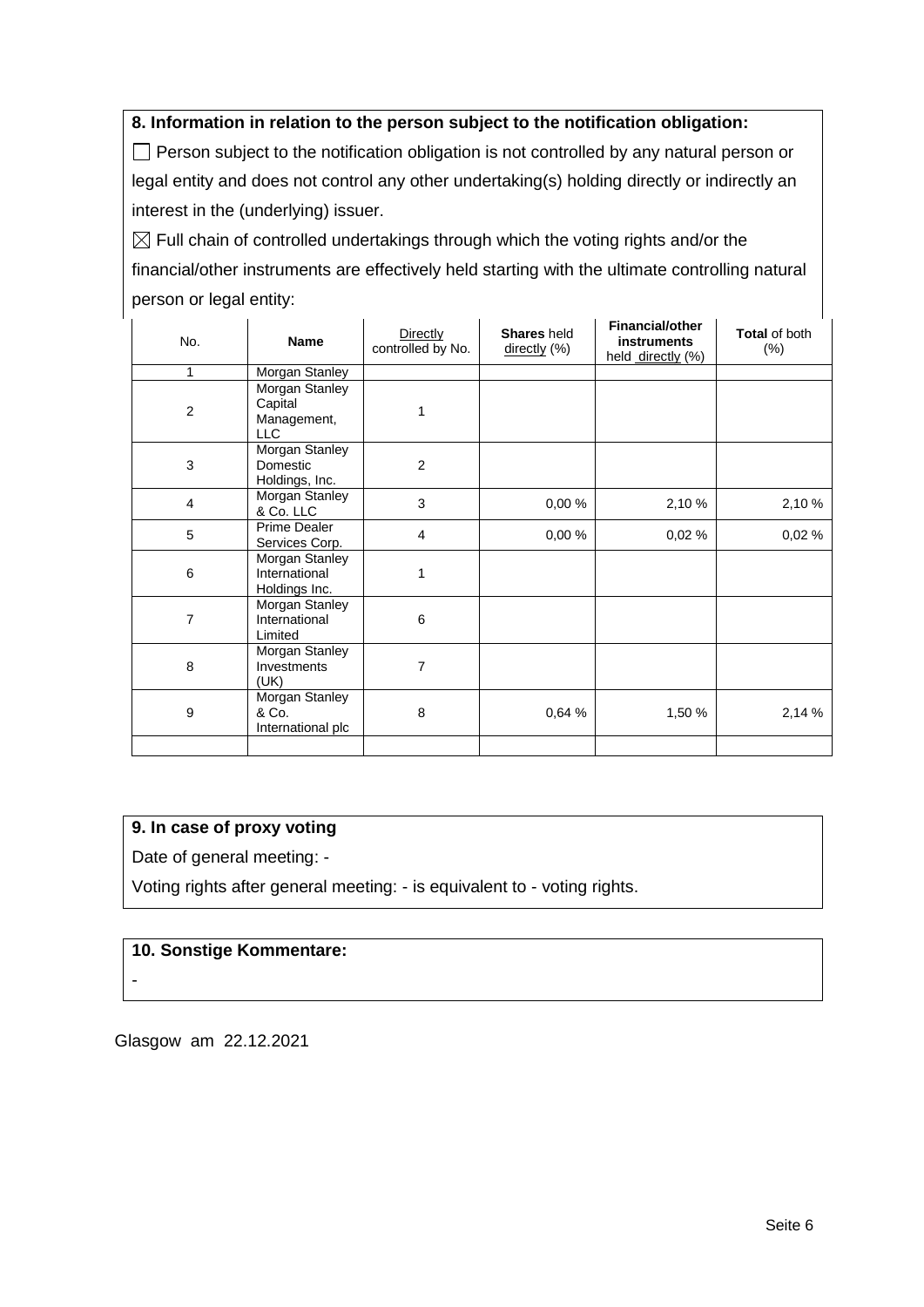**8. Information in relation to the person subject to the notification obligation:**

☐ Person subject to the notification obligation is not controlled by any natural person or legal entity and does not control any other undertaking(s) holding directly or indirectly an interest in the (underlying) issuer.

☒ Full chain of controlled undertakings through which the voting rights and/or the financial/other instruments are effectively held starting with the ultimate controlling natural person or legal entity:

| No. | Name | Directly controlled by No. | **Shares** held directly (%) | **Financial/other instruments** held directly (%) | **Total** of both (%) |
|---|---|---|---|---|---|
| 1 | Morgan Stanley | | | | |
| 2 | Morgan Stanley Capital Management, LLC | 1 | | | |
| 3 | Morgan Stanley Domestic Holdings, Inc. | 2 | | | |
| 4 | Morgan Stanley & Co. LLC | 3 | 0,00 % | 2,10 % | 2,10 % |
| 5 | Prime Dealer Services Corp. | 4 | 0,00 % | 0,02 % | 0,02 % |
| 6 | Morgan Stanley International Holdings Inc. | 1 | | | |
| 7 | Morgan Stanley International Limited | 6 | | | |
| 8 | Morgan Stanley Investments (UK) | 7 | | | |
| 9 | Morgan Stanley & Co. International plc | 8 | 0,64 % | 1,50 % | 2,14 % |
| | | | | | |

**9. In case of proxy voting**

Date of general meeting: -

Voting rights after general meeting: - is equivalent to - voting rights.

**10. Sonstige Kommentare:**

-

Glasgow am 22.12.2021